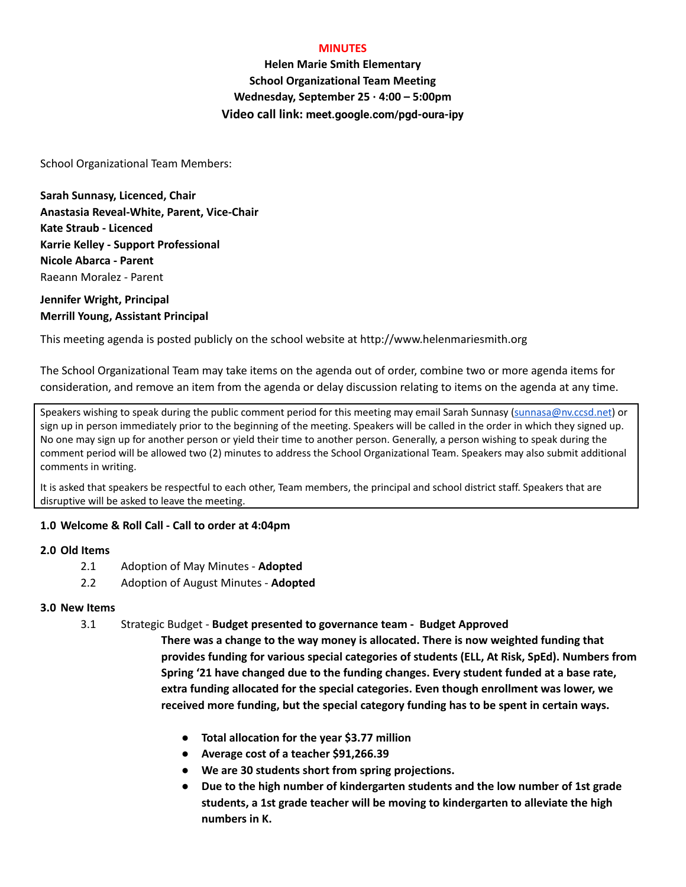**MINUTES**

**Helen Marie Smith Elementary**
**School Organizational Team Meeting**
**Wednesday, September 25 · 4:00 – 5:00pm**
**Video call link: meet.google.com/pgd-oura-ipy**

School Organizational Team Members:

**Sarah Sunnasy, Licenced, Chair**
**Anastasia Reveal-White, Parent, Vice-Chair**
**Kate Straub - Licenced**
**Karrie Kelley - Support Professional**
**Nicole Abarca - Parent**
Raeann Moralez - Parent

**Jennifer Wright, Principal**
**Merrill Young, Assistant Principal**

This meeting agenda is posted publicly on the school website at http://www.helenmariesmith.org

The School Organizational Team may take items on the agenda out of order, combine two or more agenda items for consideration, and remove an item from the agenda or delay discussion relating to items on the agenda at any time.

> Speakers wishing to speak during the public comment period for this meeting may email Sarah Sunnasy (sunnasa@nv.ccsd.net) or sign up in person immediately prior to the beginning of the meeting. Speakers will be called in the order in which they signed up. No one may sign up for another person or yield their time to another person. Generally, a person wishing to speak during the comment period will be allowed two (2) minutes to address the School Organizational Team. Speakers may also submit additional comments in writing.
>
> It is asked that speakers be respectful to each other, Team members, the principal and school district staff. Speakers that are disruptive will be asked to leave the meeting.

**1.0 Welcome & Roll Call - Call to order at 4:04pm**

**2.0 Old Items**

- 2.1 Adoption of May Minutes - **Adopted**
- 2.2 Adoption of August Minutes - **Adopted**

**3.0 New Items**

- 3.1 Strategic Budget - **Budget presented to governance team - Budget Approved**

  **There was a change to the way money is allocated. There is now weighted funding that provides funding for various special categories of students (ELL, At Risk, SpEd). Numbers from Spring '21 have changed due to the funding changes. Every student funded at a base rate, extra funding allocated for the special categories. Even though enrollment was lower, we received more funding, but the special category funding has to be spent in certain ways.**

  - **Total allocation for the year $3.77 million**
  - **Average cost of a teacher $91,266.39**
  - **We are 30 students short from spring projections.**
  - **Due to the high number of kindergarten students and the low number of 1st grade students, a 1st grade teacher will be moving to kindergarten to alleviate the high numbers in K.**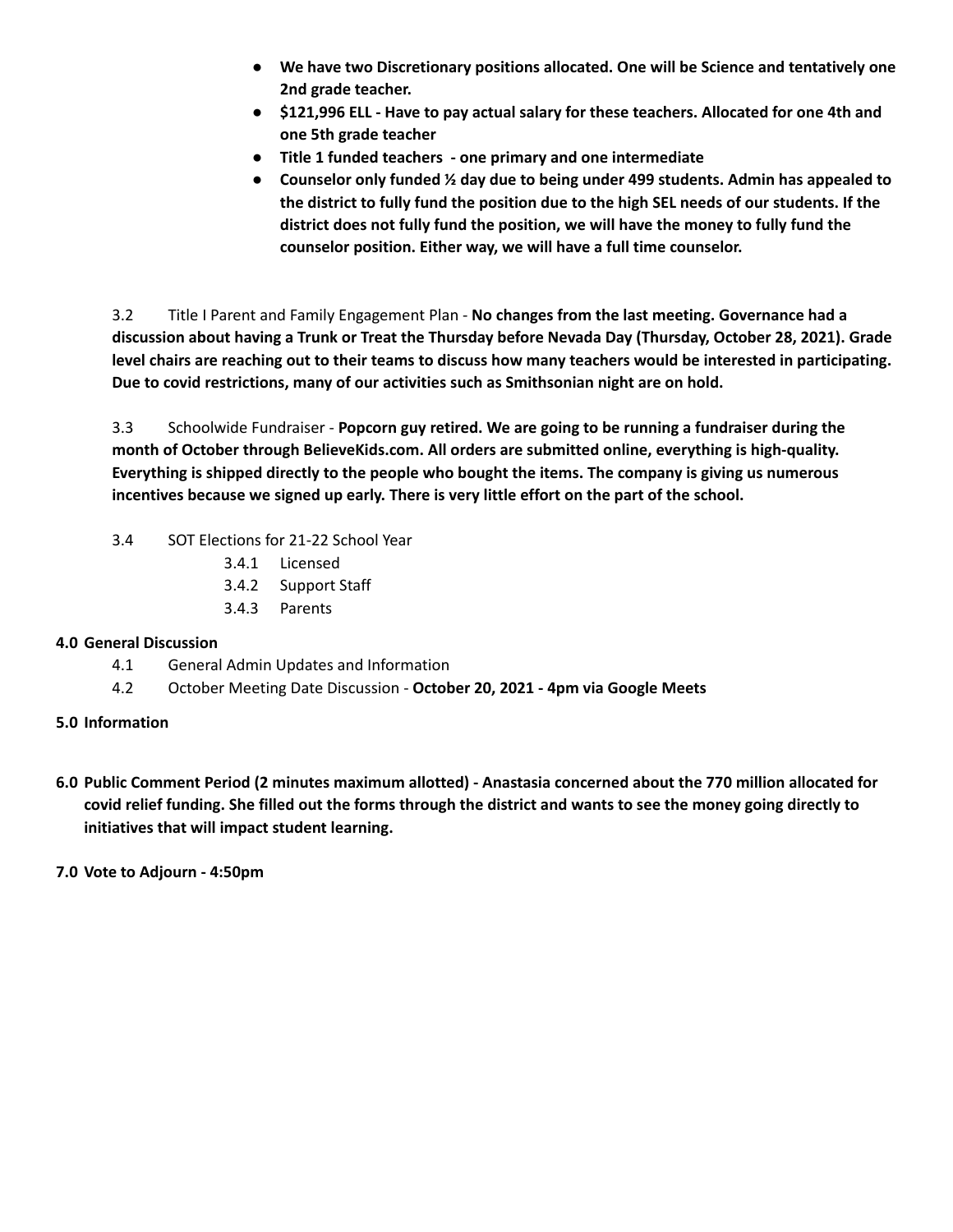- **We have two Discretionary positions allocated. One will be Science and tentatively one 2nd grade teacher.**
- **$121,996 ELL - Have to pay actual salary for these teachers. Allocated for one 4th and one 5th grade teacher**
- **Title 1 funded teachers - one primary and one intermediate**
- **Counselor only funded ½ day due to being under 499 students. Admin has appealed to the district to fully fund the position due to the high SEL needs of our students. If the district does not fully fund the position, we will have the money to fully fund the counselor position. Either way, we will have a full time counselor.**

3.2 Title I Parent and Family Engagement Plan - **No changes from the last meeting. Governance had a discussion about having a Trunk or Treat the Thursday before Nevada Day (Thursday, October 28, 2021). Grade level chairs are reaching out to their teams to discuss how many teachers would be interested in participating. Due to covid restrictions, many of our activities such as Smithsonian night are on hold.**

3.3 Schoolwide Fundraiser - **Popcorn guy retired. We are going to be running a fundraiser during the month of October through BelieveKids.com. All orders are submitted online, everything is high-quality. Everything is shipped directly to the people who bought the items. The company is giving us numerous incentives because we signed up early. There is very little effort on the part of the school.**

3.4 SOT Elections for 21-22 School Year

- 3.4.1 Licensed
- 3.4.2 Support Staff
- 3.4.3 Parents

**4.0 General Discussion**

- 4.1 General Admin Updates and Information
- 4.2 October Meeting Date Discussion - **October 20, 2021 - 4pm via Google Meets**

**5.0 Information**

**6.0 Public Comment Period (2 minutes maximum allotted) - Anastasia concerned about the 770 million allocated for covid relief funding. She filled out the forms through the district and wants to see the money going directly to initiatives that will impact student learning.**

**7.0 Vote to Adjourn - 4:50pm**